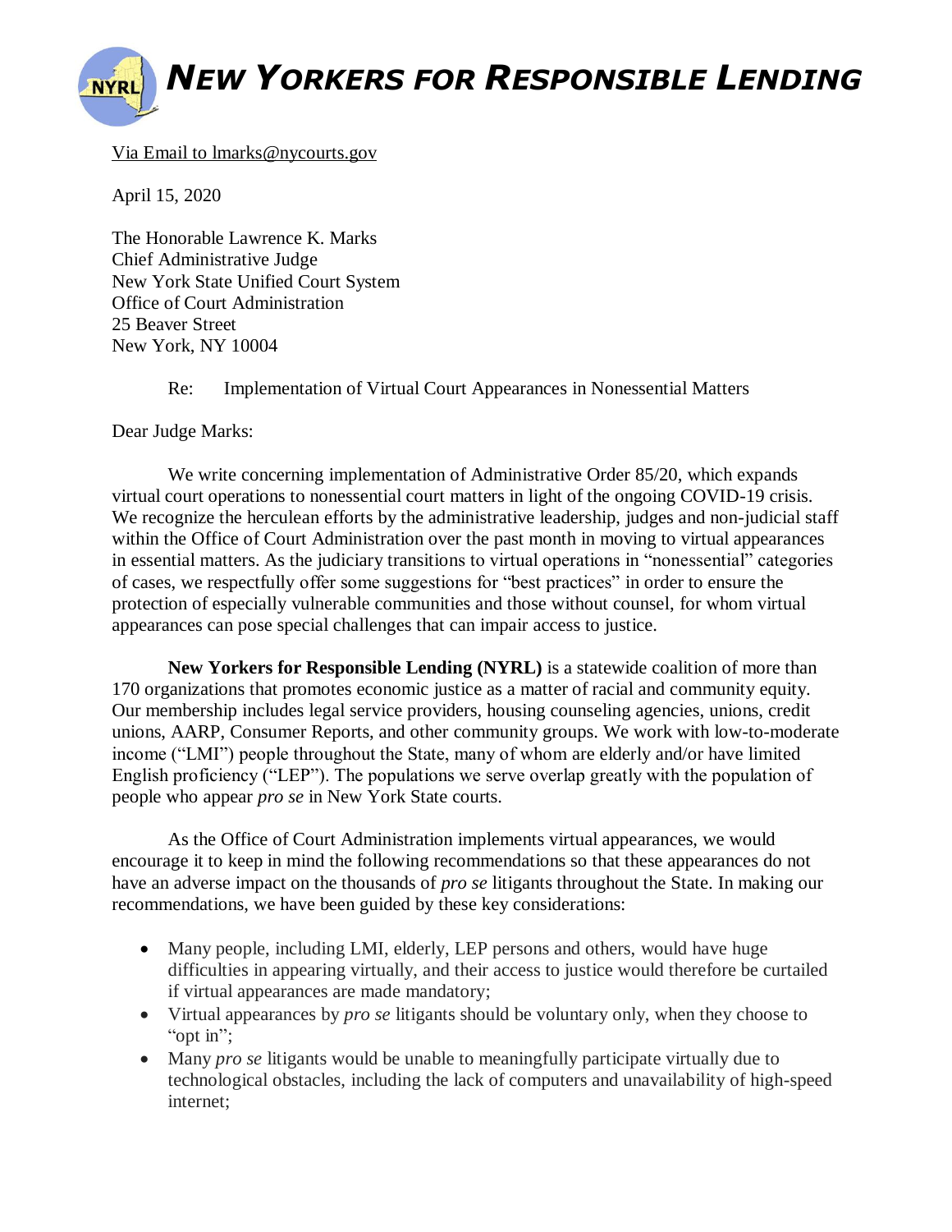# *NEW YORKERS FOR RESPONSIBLE LENDING*

Via Email to lmarks@nycourts.gov

April 15, 2020

The Honorable Lawrence K. Marks
Chief Administrative Judge
New York State Unified Court System
Office of Court Administration
25 Beaver Street
New York, NY 10004

Re: Implementation of Virtual Court Appearances in Nonessential Matters

Dear Judge Marks:

We write concerning implementation of Administrative Order 85/20, which expands virtual court operations to nonessential court matters in light of the ongoing COVID-19 crisis. We recognize the herculean efforts by the administrative leadership, judges and non-judicial staff within the Office of Court Administration over the past month in moving to virtual appearances in essential matters. As the judiciary transitions to virtual operations in "nonessential" categories of cases, we respectfully offer some suggestions for "best practices" in order to ensure the protection of especially vulnerable communities and those without counsel, for whom virtual appearances can pose special challenges that can impair access to justice.

**New Yorkers for Responsible Lending (NYRL)** is a statewide coalition of more than 170 organizations that promotes economic justice as a matter of racial and community equity. Our membership includes legal service providers, housing counseling agencies, unions, credit unions, AARP, Consumer Reports, and other community groups. We work with low-to-moderate income ("LMI") people throughout the State, many of whom are elderly and/or have limited English proficiency ("LEP"). The populations we serve overlap greatly with the population of people who appear *pro se* in New York State courts.

As the Office of Court Administration implements virtual appearances, we would encourage it to keep in mind the following recommendations so that these appearances do not have an adverse impact on the thousands of *pro se* litigants throughout the State. In making our recommendations, we have been guided by these key considerations:

- Many people, including LMI, elderly, LEP persons and others, would have huge difficulties in appearing virtually, and their access to justice would therefore be curtailed if virtual appearances are made mandatory;
- Virtual appearances by *pro se* litigants should be voluntary only, when they choose to "opt in";
- Many *pro se* litigants would be unable to meaningfully participate virtually due to technological obstacles, including the lack of computers and unavailability of high-speed internet;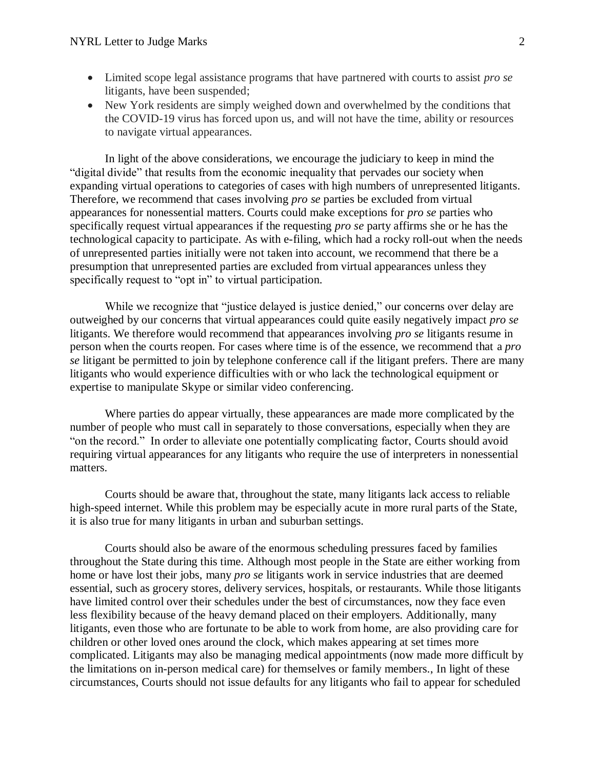- Limited scope legal assistance programs that have partnered with courts to assist *pro se* litigants, have been suspended;
- New York residents are simply weighed down and overwhelmed by the conditions that the COVID-19 virus has forced upon us, and will not have the time, ability or resources to navigate virtual appearances.

In light of the above considerations, we encourage the judiciary to keep in mind the "digital divide" that results from the economic inequality that pervades our society when expanding virtual operations to categories of cases with high numbers of unrepresented litigants. Therefore, we recommend that cases involving *pro se* parties be excluded from virtual appearances for nonessential matters. Courts could make exceptions for *pro se* parties who specifically request virtual appearances if the requesting *pro se* party affirms she or he has the technological capacity to participate. As with e-filing, which had a rocky roll-out when the needs of unrepresented parties initially were not taken into account, we recommend that there be a presumption that unrepresented parties are excluded from virtual appearances unless they specifically request to "opt in" to virtual participation.

While we recognize that "justice delayed is justice denied," our concerns over delay are outweighed by our concerns that virtual appearances could quite easily negatively impact *pro se* litigants. We therefore would recommend that appearances involving *pro se* litigants resume in person when the courts reopen. For cases where time is of the essence, we recommend that a *pro se* litigant be permitted to join by telephone conference call if the litigant prefers. There are many litigants who would experience difficulties with or who lack the technological equipment or expertise to manipulate Skype or similar video conferencing.

Where parties do appear virtually, these appearances are made more complicated by the number of people who must call in separately to those conversations, especially when they are "on the record." In order to alleviate one potentially complicating factor, Courts should avoid requiring virtual appearances for any litigants who require the use of interpreters in nonessential matters.

Courts should be aware that, throughout the state, many litigants lack access to reliable high-speed internet. While this problem may be especially acute in more rural parts of the State, it is also true for many litigants in urban and suburban settings.

Courts should also be aware of the enormous scheduling pressures faced by families throughout the State during this time. Although most people in the State are either working from home or have lost their jobs, many *pro se* litigants work in service industries that are deemed essential, such as grocery stores, delivery services, hospitals, or restaurants. While those litigants have limited control over their schedules under the best of circumstances, now they face even less flexibility because of the heavy demand placed on their employers. Additionally, many litigants, even those who are fortunate to be able to work from home, are also providing care for children or other loved ones around the clock, which makes appearing at set times more complicated. Litigants may also be managing medical appointments (now made more difficult by the limitations on in-person medical care) for themselves or family members., In light of these circumstances, Courts should not issue defaults for any litigants who fail to appear for scheduled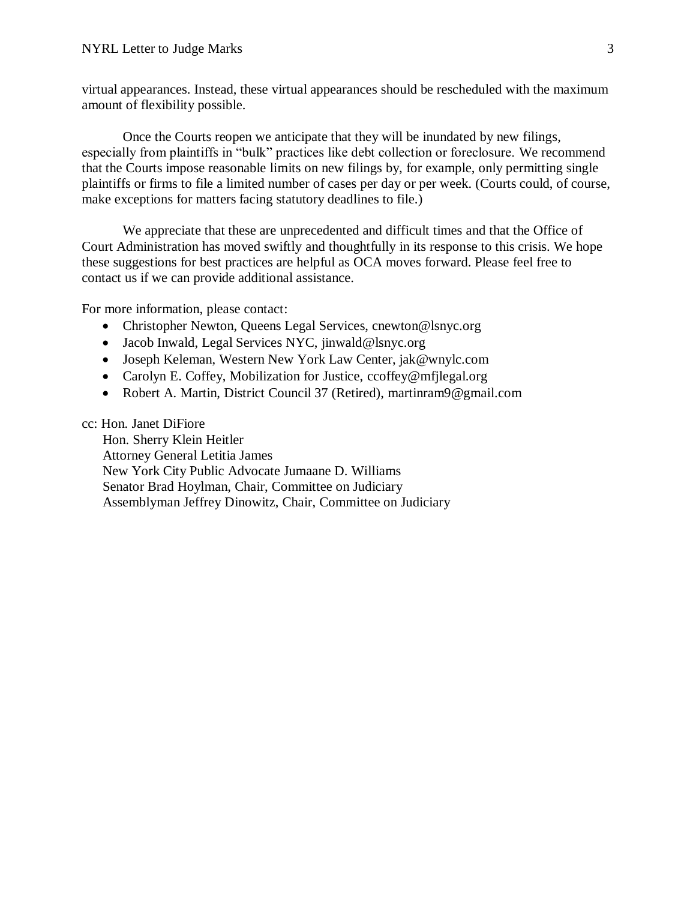virtual appearances. Instead, these virtual appearances should be rescheduled with the maximum amount of flexibility possible.

Once the Courts reopen we anticipate that they will be inundated by new filings, especially from plaintiffs in "bulk" practices like debt collection or foreclosure. We recommend that the Courts impose reasonable limits on new filings by, for example, only permitting single plaintiffs or firms to file a limited number of cases per day or per week. (Courts could, of course, make exceptions for matters facing statutory deadlines to file.)

We appreciate that these are unprecedented and difficult times and that the Office of Court Administration has moved swiftly and thoughtfully in its response to this crisis. We hope these suggestions for best practices are helpful as OCA moves forward. Please feel free to contact us if we can provide additional assistance.

For more information, please contact:

- Christopher Newton, Queens Legal Services, cnewton@lsnyc.org
- Jacob Inwald, Legal Services NYC, jinwald@lsnyc.org
- Joseph Keleman, Western New York Law Center, jak@wnylc.com
- Carolyn E. Coffey, Mobilization for Justice, ccoffey@mfjlegal.org
- Robert A. Martin, District Council 37 (Retired), martinram9@gmail.com

cc: Hon. Janet DiFiore
Hon. Sherry Klein Heitler
Attorney General Letitia James
New York City Public Advocate Jumaane D. Williams
Senator Brad Hoylman, Chair, Committee on Judiciary
Assemblyman Jeffrey Dinowitz, Chair, Committee on Judiciary